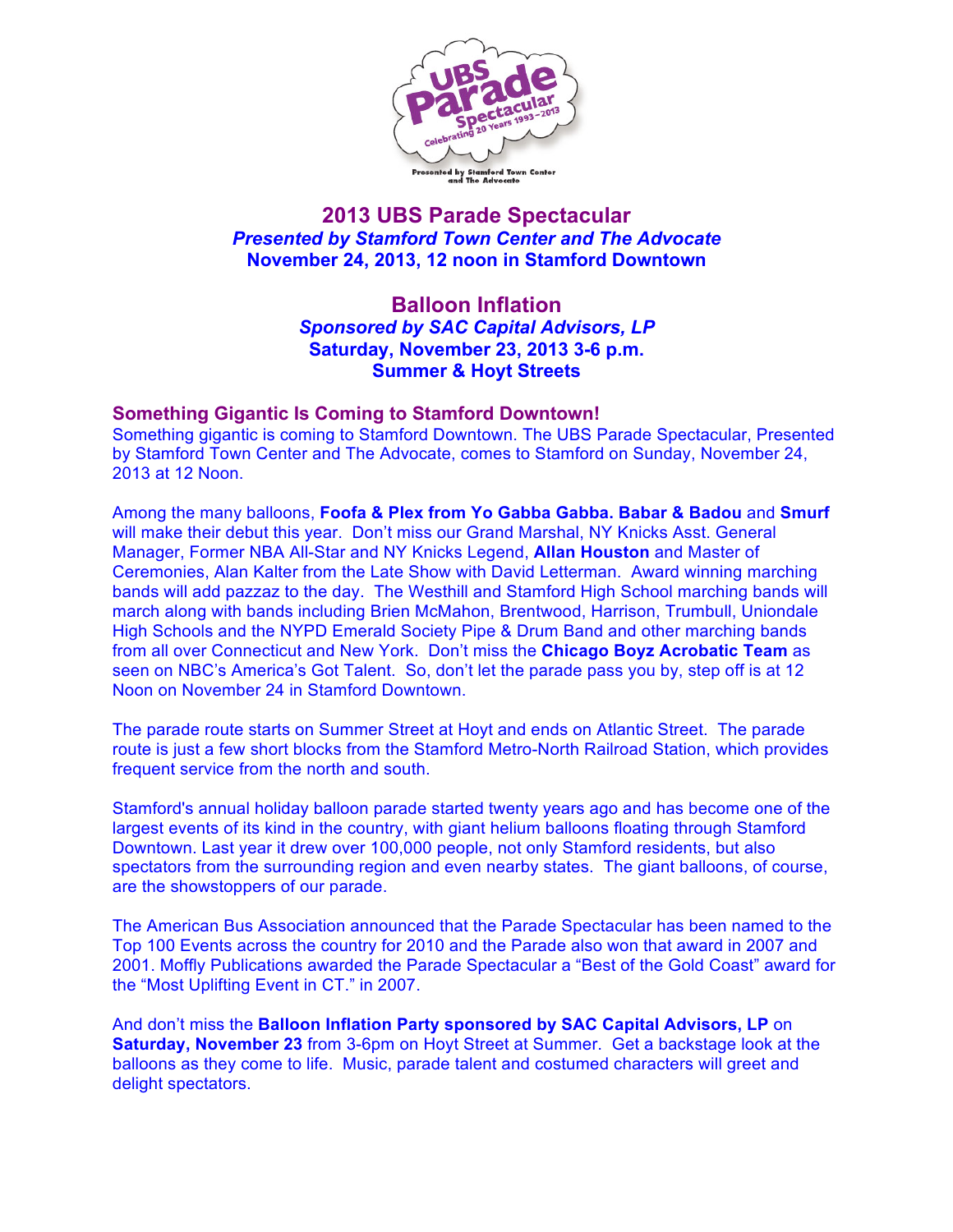# 2013 UBS Parade Spectacular

***Presented by Stamford Town Center and The Advocate***

**November 24, 2013, 12 noon in Stamford Downtown**

## Balloon Inflation

***Sponsored by SAC Capital Advisors, LP***

**Saturday, November 23, 2013 3-6 p.m.**

**Summer & Hoyt Streets**

### Something Gigantic Is Coming to Stamford Downtown!

Something gigantic is coming to Stamford Downtown. The UBS Parade Spectacular, Presented by Stamford Town Center and The Advocate, comes to Stamford on Sunday, November 24, 2013 at 12 Noon.

Among the many balloons, **Foofa & Plex from Yo Gabba Gabba. Babar & Badou** and **Smurf** will make their debut this year. Don't miss our Grand Marshal, NY Knicks Asst. General Manager, Former NBA All-Star and NY Knicks Legend, **Allan Houston** and Master of Ceremonies, Alan Kalter from the Late Show with David Letterman. Award winning marching bands will add pazzaz to the day. The Westhill and Stamford High School marching bands will march along with bands including Brien McMahon, Brentwood, Harrison, Trumbull, Uniondale High Schools and the NYPD Emerald Society Pipe & Drum Band and other marching bands from all over Connecticut and New York. Don't miss the **Chicago Boyz Acrobatic Team** as seen on NBC's America's Got Talent. So, don't let the parade pass you by, step off is at 12 Noon on November 24 in Stamford Downtown.

The parade route starts on Summer Street at Hoyt and ends on Atlantic Street. The parade route is just a few short blocks from the Stamford Metro-North Railroad Station, which provides frequent service from the north and south.

Stamford's annual holiday balloon parade started twenty years ago and has become one of the largest events of its kind in the country, with giant helium balloons floating through Stamford Downtown. Last year it drew over 100,000 people, not only Stamford residents, but also spectators from the surrounding region and even nearby states. The giant balloons, of course, are the showstoppers of our parade.

The American Bus Association announced that the Parade Spectacular has been named to the Top 100 Events across the country for 2010 and the Parade also won that award in 2007 and 2001. Moffly Publications awarded the Parade Spectacular a "Best of the Gold Coast" award for the "Most Uplifting Event in CT." in 2007.

And don't miss the **Balloon Inflation Party sponsored by SAC Capital Advisors, LP** on **Saturday, November 23** from 3-6pm on Hoyt Street at Summer. Get a backstage look at the balloons as they come to life. Music, parade talent and costumed characters will greet and delight spectators.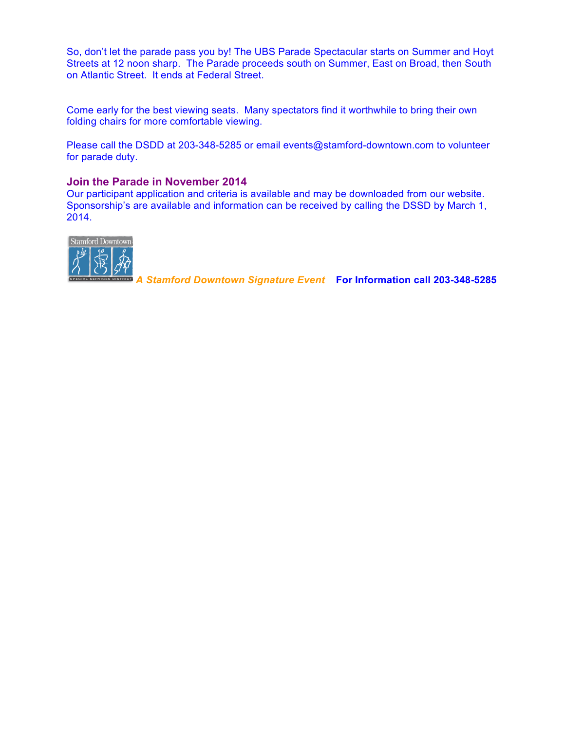So, don't let the parade pass you by! The UBS Parade Spectacular starts on Summer and Hoyt Streets at 12 noon sharp. The Parade proceeds south on Summer, East on Broad, then South on Atlantic Street. It ends at Federal Street.

Come early for the best viewing seats. Many spectators find it worthwhile to bring their own folding chairs for more comfortable viewing.

Please call the DSDD at 203-348-5285 or email events@stamford-downtown.com to volunteer for parade duty.

### Join the Parade in November 2014

Our participant application and criteria is available and may be downloaded from our website. Sponsorship's are available and information can be received by calling the DSSD by March 1, 2014.

Stamford Downtown SPECIAL SERVICES DISTRICT *A Stamford Downtown Signature Event* **For Information call 203-348-5285**